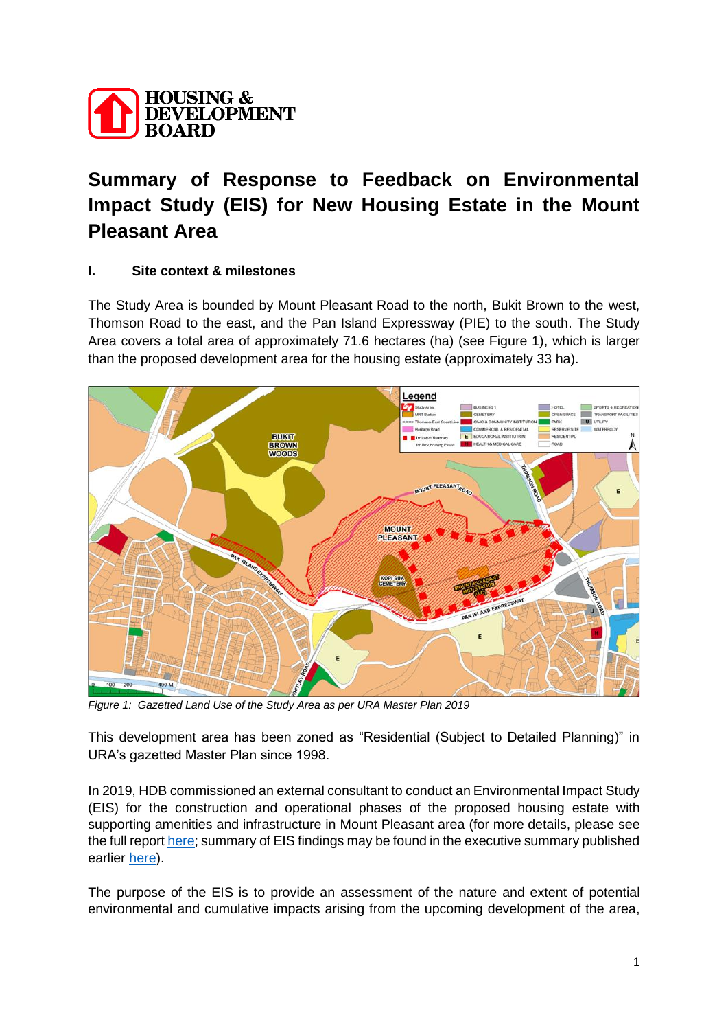HOUSING & DEVELOPMENT BOARD

# Summary of Response to Feedback on Environmental Impact Study (EIS) for New Housing Estate in the Mount Pleasant Area

## I. Site context & milestones

The Study Area is bounded by Mount Pleasant Road to the north, Bukit Brown to the west, Thomson Road to the east, and the Pan Island Expressway (PIE) to the south. The Study Area covers a total area of approximately 71.6 hectares (ha) (see Figure 1), which is larger than the proposed development area for the housing estate (approximately 33 ha).

*Figure 1: Gazetted Land Use of the Study Area as per URA Master Plan 2019*

This development area has been zoned as "Residential (Subject to Detailed Planning)" in URA's gazetted Master Plan since 1998.

In 2019, HDB commissioned an external consultant to conduct an Environmental Impact Study (EIS) for the construction and operational phases of the proposed housing estate with supporting amenities and infrastructure in Mount Pleasant area (for more details, please see the full report here; summary of EIS findings may be found in the executive summary published earlier here).

The purpose of the EIS is to provide an assessment of the nature and extent of potential environmental and cumulative impacts arising from the upcoming development of the area,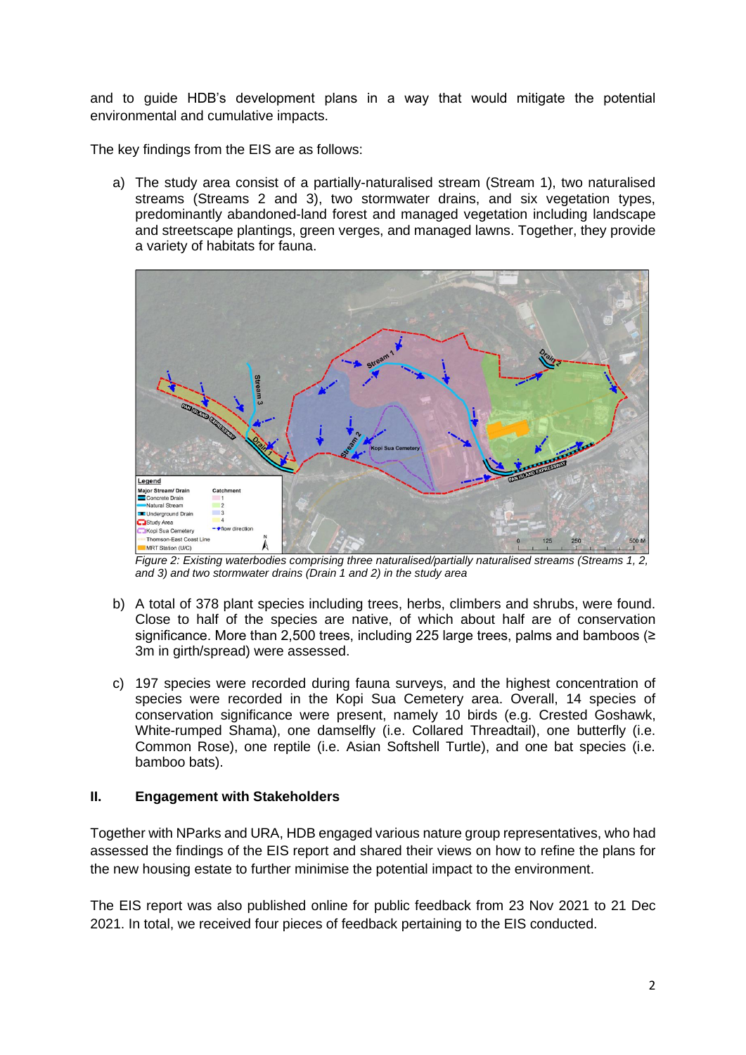and to guide HDB's development plans in a way that would mitigate the potential environmental and cumulative impacts.

The key findings from the EIS are as follows:

a) The study area consist of a partially-naturalised stream (Stream 1), two naturalised streams (Streams 2 and 3), two stormwater drains, and six vegetation types, predominantly abandoned-land forest and managed vegetation including landscape and streetscape plantings, green verges, and managed lawns. Together, they provide a variety of habitats for fauna.

*Figure 2: Existing waterbodies comprising three naturalised/partially naturalised streams (Streams 1, 2, and 3) and two stormwater drains (Drain 1 and 2) in the study area*

b) A total of 378 plant species including trees, herbs, climbers and shrubs, were found. Close to half of the species are native, of which about half are of conservation significance. More than 2,500 trees, including 225 large trees, palms and bamboos (≥ 3m in girth/spread) were assessed.

c) 197 species were recorded during fauna surveys, and the highest concentration of species were recorded in the Kopi Sua Cemetery area. Overall, 14 species of conservation significance were present, namely 10 birds (e.g. Crested Goshawk, White-rumped Shama), one damselfly (i.e. Collared Threadtail), one butterfly (i.e. Common Rose), one reptile (i.e. Asian Softshell Turtle), and one bat species (i.e. bamboo bats).

## II. Engagement with Stakeholders

Together with NParks and URA, HDB engaged various nature group representatives, who had assessed the findings of the EIS report and shared their views on how to refine the plans for the new housing estate to further minimise the potential impact to the environment.

The EIS report was also published online for public feedback from 23 Nov 2021 to 21 Dec 2021. In total, we received four pieces of feedback pertaining to the EIS conducted.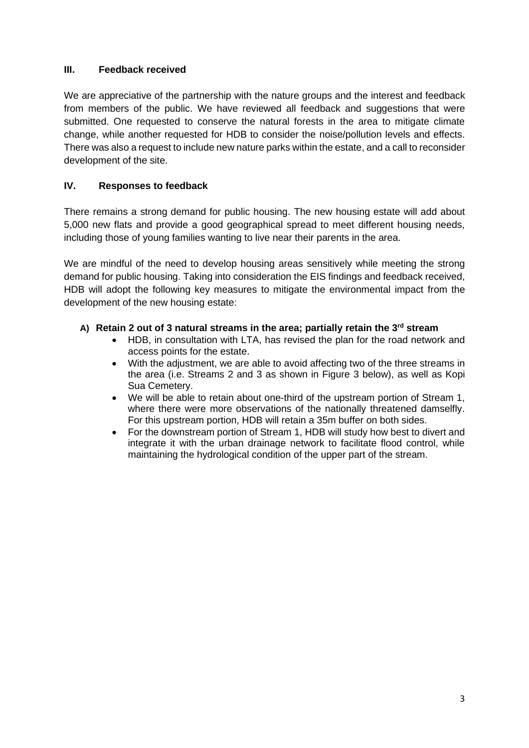## III. Feedback received

We are appreciative of the partnership with the nature groups and the interest and feedback from members of the public. We have reviewed all feedback and suggestions that were submitted. One requested to conserve the natural forests in the area to mitigate climate change, while another requested for HDB to consider the noise/pollution levels and effects. There was also a request to include new nature parks within the estate, and a call to reconsider development of the site.

## IV. Responses to feedback

There remains a strong demand for public housing. The new housing estate will add about 5,000 new flats and provide a good geographical spread to meet different housing needs, including those of young families wanting to live near their parents in the area.

We are mindful of the need to develop housing areas sensitively while meeting the strong demand for public housing. Taking into consideration the EIS findings and feedback received, HDB will adopt the following key measures to mitigate the environmental impact from the development of the new housing estate:

### A) Retain 2 out of 3 natural streams in the area; partially retain the 3rd stream

- HDB, in consultation with LTA, has revised the plan for the road network and access points for the estate.
- With the adjustment, we are able to avoid affecting two of the three streams in the area (i.e. Streams 2 and 3 as shown in Figure 3 below), as well as Kopi Sua Cemetery.
- We will be able to retain about one-third of the upstream portion of Stream 1, where there were more observations of the nationally threatened damselfly. For this upstream portion, HDB will retain a 35m buffer on both sides.
- For the downstream portion of Stream 1, HDB will study how best to divert and integrate it with the urban drainage network to facilitate flood control, while maintaining the hydrological condition of the upper part of the stream.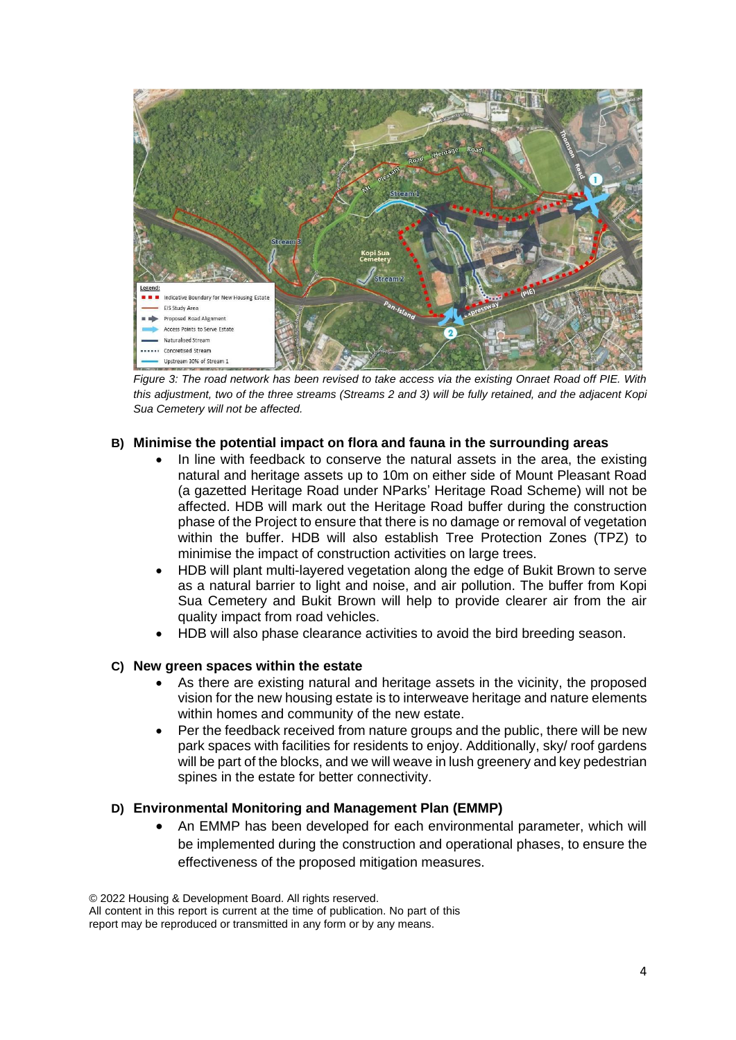Figure 3: The road network has been revised to take access via the existing Onraet Road off PIE. With this adjustment, two of the three streams (Streams 2 and 3) will be fully retained, and the adjacent Kopi Sua Cemetery will not be affected.

### B) Minimise the potential impact on flora and fauna in the surrounding areas

- In line with feedback to conserve the natural assets in the area, the existing natural and heritage assets up to 10m on either side of Mount Pleasant Road (a gazetted Heritage Road under NParks' Heritage Road Scheme) will not be affected. HDB will mark out the Heritage Road buffer during the construction phase of the Project to ensure that there is no damage or removal of vegetation within the buffer. HDB will also establish Tree Protection Zones (TPZ) to minimise the impact of construction activities on large trees.
- HDB will plant multi-layered vegetation along the edge of Bukit Brown to serve as a natural barrier to light and noise, and air pollution. The buffer from Kopi Sua Cemetery and Bukit Brown will help to provide clearer air from the air quality impact from road vehicles.
- HDB will also phase clearance activities to avoid the bird breeding season.

### C) New green spaces within the estate

- As there are existing natural and heritage assets in the vicinity, the proposed vision for the new housing estate is to interweave heritage and nature elements within homes and community of the new estate.
- Per the feedback received from nature groups and the public, there will be new park spaces with facilities for residents to enjoy. Additionally, sky/ roof gardens will be part of the blocks, and we will weave in lush greenery and key pedestrian spines in the estate for better connectivity.

### D) Environmental Monitoring and Management Plan (EMMP)

- An EMMP has been developed for each environmental parameter, which will be implemented during the construction and operational phases, to ensure the effectiveness of the proposed mitigation measures.

© 2022 Housing & Development Board. All rights reserved.
All content in this report is current at the time of publication. No part of this report may be reproduced or transmitted in any form or by any means.